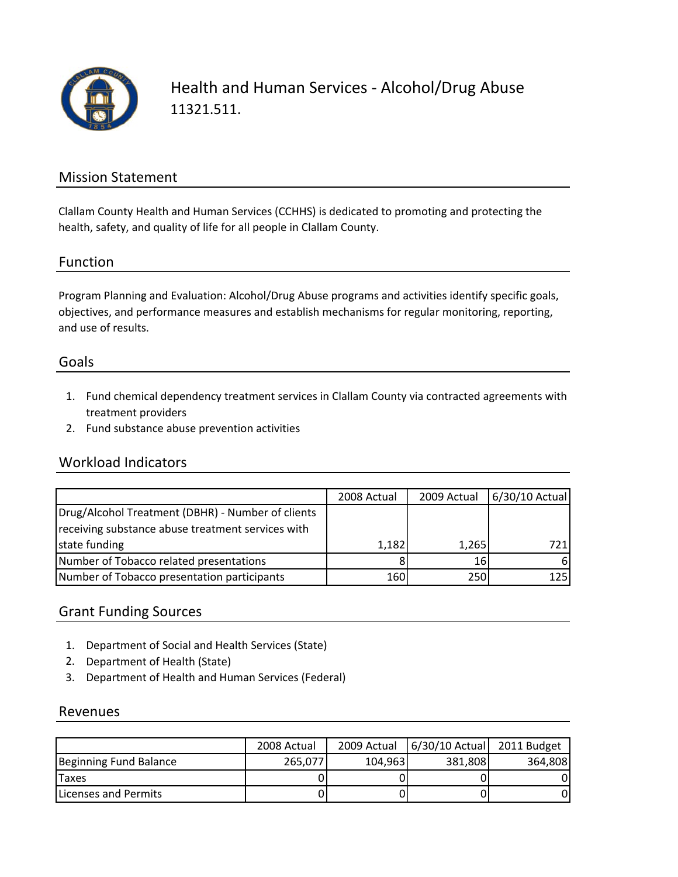# Health and Human Services - Alcohol/Drug Abuse

11321.511.

## Mission Statement

Clallam County Health and Human Services (CCHHS) is dedicated to promoting and protecting the health, safety, and quality of life for all people in Clallam County.

## Function

Program Planning and Evaluation: Alcohol/Drug Abuse programs and activities identify specific goals, objectives, and performance measures and establish mechanisms for regular monitoring, reporting, and use of results.

## Goals

1. Fund chemical dependency treatment services in Clallam County via contracted agreements with treatment providers
2. Fund substance abuse prevention activities

## Workload Indicators

| | 2008 Actual | 2009 Actual | 6/30/10 Actual |
|---|---|---|---|
| Drug/Alcohol Treatment (DBHR) - Number of clients receiving substance abuse treatment services with state funding | 1,182 | 1,265 | 721 |
| Number of Tobacco related presentations | 8 | 16 | 6 |
| Number of Tobacco presentation participants | 160 | 250 | 125 |

## Grant Funding Sources

1. Department of Social and Health Services (State)
2. Department of Health (State)
3. Department of Health and Human Services (Federal)

## Revenues

| | 2008 Actual | 2009 Actual | 6/30/10 Actual | 2011 Budget |
|---|---|---|---|---|
| Beginning Fund Balance | 265,077 | 104,963 | 381,808 | 364,808 |
| Taxes | 0 | 0 | 0 | 0 |
| Licenses and Permits | 0 | 0 | 0 | 0 |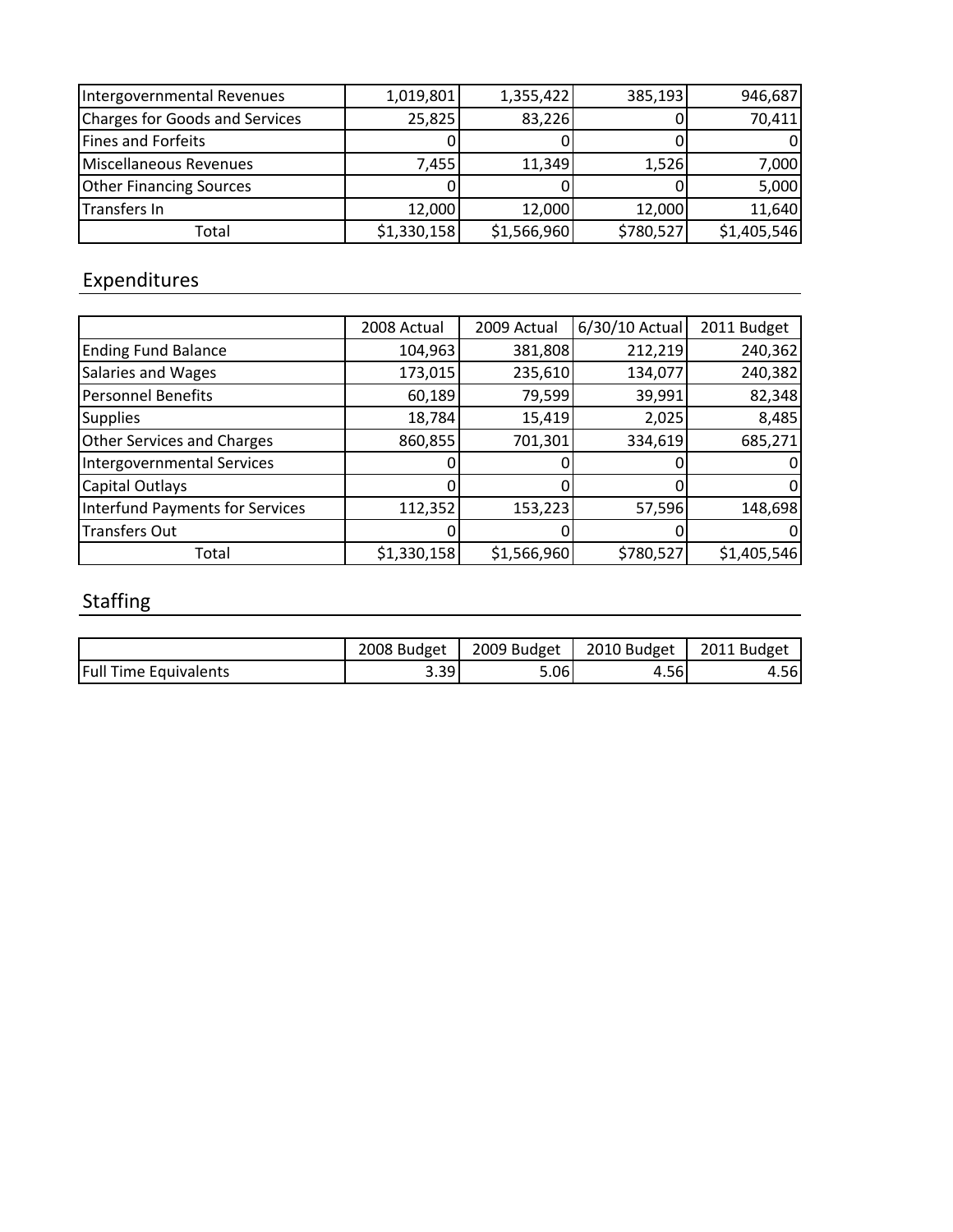| | | | | |
|---|---|---|---|---|
| Intergovernmental Revenues | 1,019,801 | 1,355,422 | 385,193 | 946,687 |
| Charges for Goods and Services | 25,825 | 83,226 | 0 | 70,411 |
| Fines and Forfeits | 0 | 0 | 0 | 0 |
| Miscellaneous Revenues | 7,455 | 11,349 | 1,526 | 7,000 |
| Other Financing Sources | 0 | 0 | 0 | 5,000 |
| Transfers In | 12,000 | 12,000 | 12,000 | 11,640 |
| Total | $1,330,158 | $1,566,960 | $780,527 | $1,405,546 |

## Expenditures

| | 2008 Actual | 2009 Actual | 6/30/10 Actual | 2011 Budget |
|---|---|---|---|---|
| Ending Fund Balance | 104,963 | 381,808 | 212,219 | 240,362 |
| Salaries and Wages | 173,015 | 235,610 | 134,077 | 240,382 |
| Personnel Benefits | 60,189 | 79,599 | 39,991 | 82,348 |
| Supplies | 18,784 | 15,419 | 2,025 | 8,485 |
| Other Services and Charges | 860,855 | 701,301 | 334,619 | 685,271 |
| Intergovernmental Services | 0 | 0 | 0 | 0 |
| Capital Outlays | 0 | 0 | 0 | 0 |
| Interfund Payments for Services | 112,352 | 153,223 | 57,596 | 148,698 |
| Transfers Out | 0 | 0 | 0 | 0 |
| Total | $1,330,158 | $1,566,960 | $780,527 | $1,405,546 |

## Staffing

| | 2008 Budget | 2009 Budget | 2010 Budget | 2011 Budget |
|---|---|---|---|---|
| Full Time Equivalents | 3.39 | 5.06 | 4.56 | 4.56 |